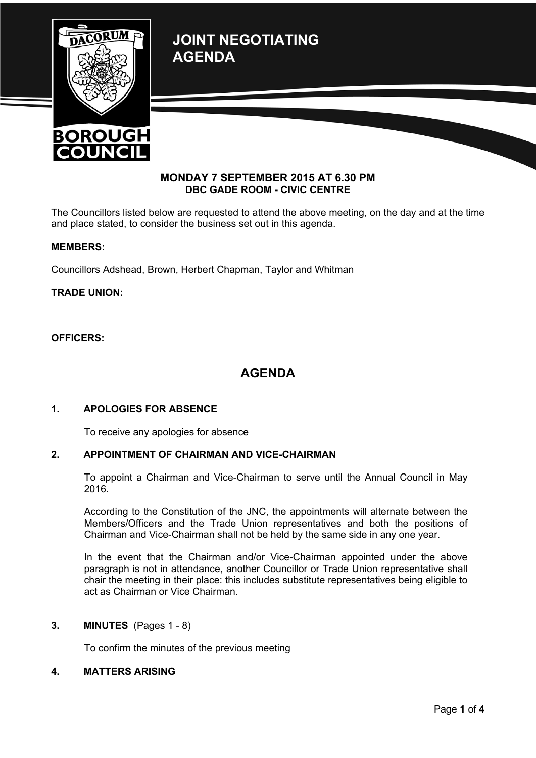# JOINT NEGOTIATING AGENDA

**MONDAY 7 SEPTEMBER 2015 AT 6.30 PM**
**DBC GADE ROOM - CIVIC CENTRE**

The Councillors listed below are requested to attend the above meeting, on the day and at the time and place stated, to consider the business set out in this agenda.

**MEMBERS:**

Councillors Adshead, Brown, Herbert Chapman, Taylor and Whitman

**TRADE UNION:**

**OFFICERS:**

## AGENDA

### 1. APOLOGIES FOR ABSENCE

To receive any apologies for absence

### 2. APPOINTMENT OF CHAIRMAN AND VICE-CHAIRMAN

To appoint a Chairman and Vice-Chairman to serve until the Annual Council in May 2016.

According to the Constitution of the JNC, the appointments will alternate between the Members/Officers and the Trade Union representatives and both the positions of Chairman and Vice-Chairman shall not be held by the same side in any one year.

In the event that the Chairman and/or Vice-Chairman appointed under the above paragraph is not in attendance, another Councillor or Trade Union representative shall chair the meeting in their place: this includes substitute representatives being eligible to act as Chairman or Vice Chairman.

### 3. MINUTES (Pages 1 - 8)

To confirm the minutes of the previous meeting

### 4. MATTERS ARISING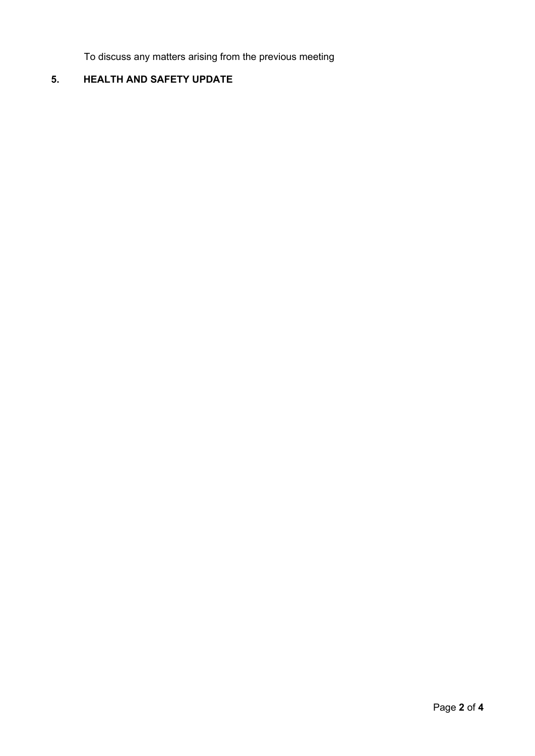To discuss any matters arising from the previous meeting

**5. HEALTH AND SAFETY UPDATE**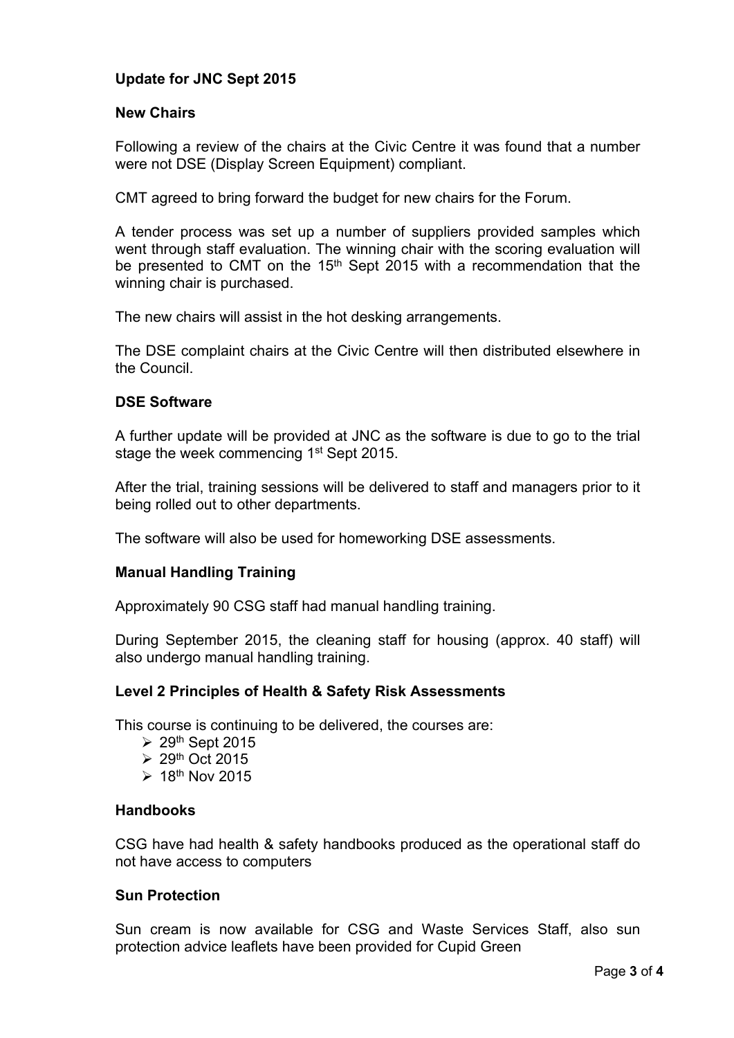# Update for JNC Sept 2015

## New Chairs

Following a review of the chairs at the Civic Centre it was found that a number were not DSE (Display Screen Equipment) compliant.

CMT agreed to bring forward the budget for new chairs for the Forum.

A tender process was set up a number of suppliers provided samples which went through staff evaluation. The winning chair with the scoring evaluation will be presented to CMT on the 15th Sept 2015 with a recommendation that the winning chair is purchased.

The new chairs will assist in the hot desking arrangements.

The DSE complaint chairs at the Civic Centre will then distributed elsewhere in the Council.

## DSE Software

A further update will be provided at JNC as the software is due to go to the trial stage the week commencing 1st Sept 2015.

After the trial, training sessions will be delivered to staff and managers prior to it being rolled out to other departments.

The software will also be used for homeworking DSE assessments.

## Manual Handling Training

Approximately 90 CSG staff had manual handling training.

During September 2015, the cleaning staff for housing (approx. 40 staff) will also undergo manual handling training.

## Level 2 Principles of Health & Safety Risk Assessments

This course is continuing to be delivered, the courses are:

- 29th Sept 2015
- 29th Oct 2015
- 18th Nov 2015

## Handbooks

CSG have had health & safety handbooks produced as the operational staff do not have access to computers

## Sun Protection

Sun cream is now available for CSG and Waste Services Staff, also sun protection advice leaflets have been provided for Cupid Green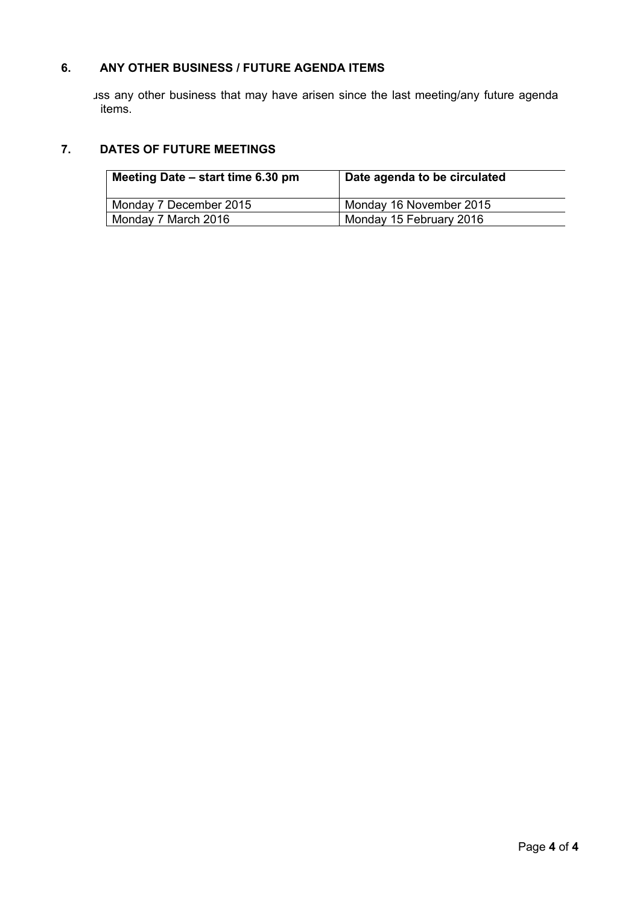## 6. ANY OTHER BUSINESS / FUTURE AGENDA ITEMS

uss any other business that may have arisen since the last meeting/any future agenda items.

## 7. DATES OF FUTURE MEETINGS

| Meeting Date – start time 6.30 pm | Date agenda to be circulated |
|---|---|
| Monday 7 December 2015 | Monday 16 November 2015 |
| Monday 7 March 2016 | Monday 15 February 2016 |